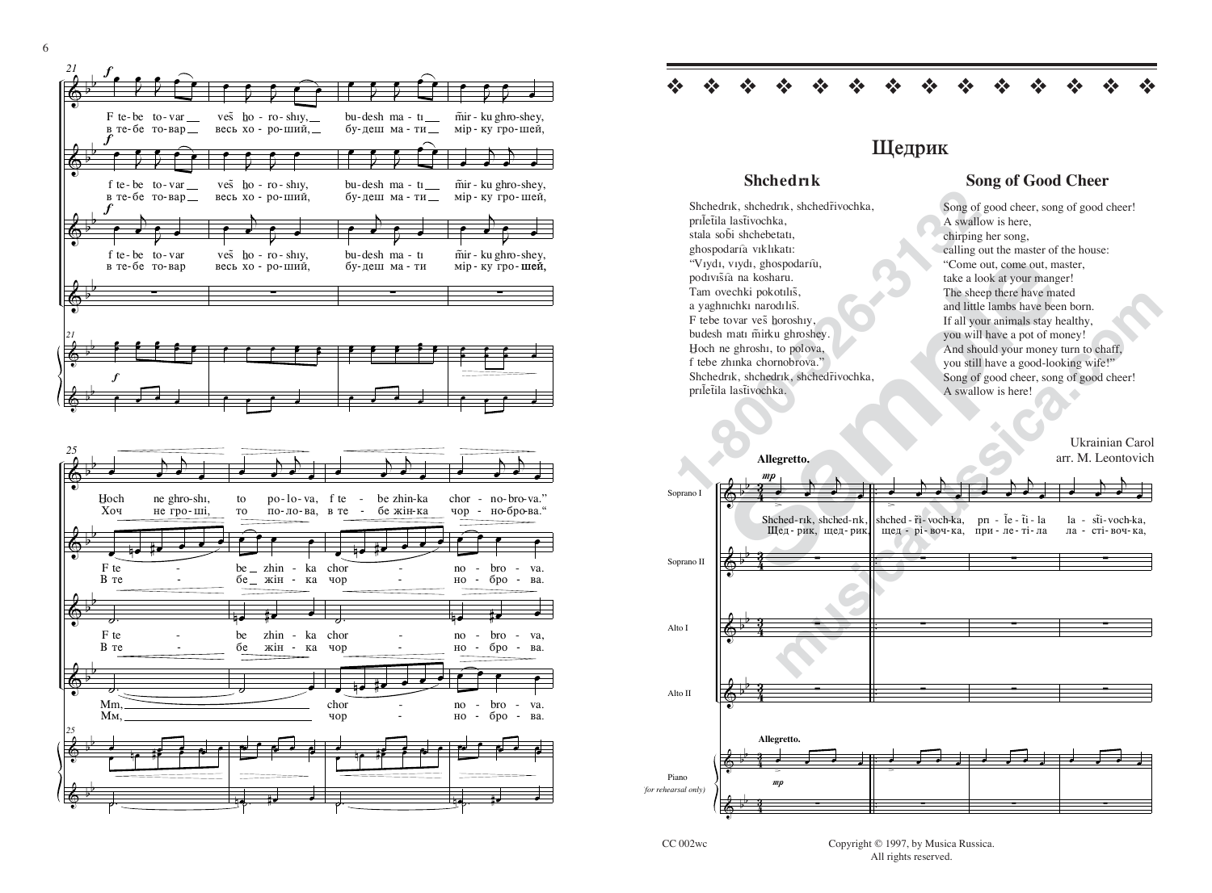# Щедрик

## Shchedrık

Shchedrık, shchedrık, shchedr̃ivochka,
prılẽtila lasτ̃ivochka,
stala sobi shchebetatı,
ghospodarĩa vıklıkatı:
"Vıydı, vıydı, ghospodarũ,
podıvıs̃ĩa na kosharu.
Tam ovechki pokotılıs̃,
a yaghnıchkı narodılıs̃.
F tebe tovar ves̃ horoshıy,
budesh matı m̃irku ghroshey.
Hoch ne ghroshı, to polova,
f tebe zhınka chornobrova."
Shchedrık, shchedrık, shchedr̃ivochka,
prılẽtila lasτ̃ivochka.

## Song of Good Cheer

Song of good cheer, song of good cheer!
A swallow is here,
chirping her song,
calling out the master of the house:
"Come out, come out, master,
take a look at your manger!
The sheep there have mated
and little lambs have been born.
If all your animals stay healthy,
you will have a pot of money!
And should your money turn to chaff,
you still have a good-looking wife!"
Song of good cheer, song of good cheer!
A swallow is here!

Ukrainian Carol
arr. M. Leontovich

CC 002wc

Copyright © 1997, by Musica Russica.
All rights reserved.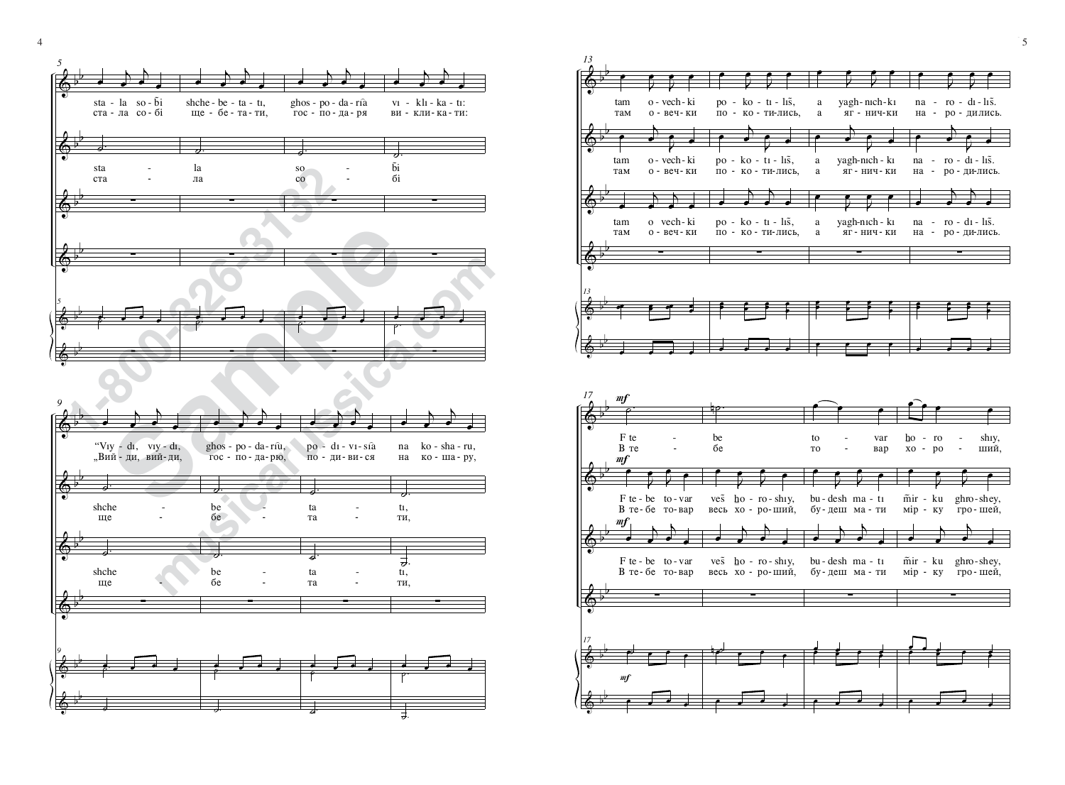5

sta - la so - b̃i shche - be - ta - tı, ghos - po - da - rîa vı - klı - ka - tı:
ста - ла со - бі ще - бе - та - ти, гос - по - да - ря ви - кли - ка - ти:

sta - la so - b̃i
ста - ла со - бі

9

“Vıy - dı, vıy - dı, ghos - po - da - rîu, po - dı - vı - sîa na ko - sha - ru,
„Вий - ди, вий - ди, гос - по - да - рю, по - ди - ви - ся на ко - ша - ру,

shche - be - ta - tı,
ще - бе - та - ти,

shche - be - ta - tı,
ще - бе - та - ти,

13

tam o - vech - ki po - ko - tı - lıs̃, a yagh - nıch - kı na - ro - dı - lıs̃.
там о - веч - ки по - ко - ти - лись, а яг - нич - ки на - ро - ди - лись.

tam o - vech - ki po - ko - tı - lıs̃, a yagh - nıch - kı na - ro - dı - lıs̃.
там о - веч - ки по - ко - ти - лись, а яг - нич - ки на - ро - ди - лись.

tam o - vech - ki po - ko - tı - lıs̃, a yagh - nıch - kı na - ro - dı - lıs̃.
там о - веч - ки по - ко - ти - лись, а яг - нич - ки на - ро - ди - лись.

17

*mf*

F te - be to - var ho - ro - shıy,
В те - бе то - вар хо - ро - ший,

*mf*

F te - be to - var veš ho - ro - shıy, bu - desh ma - tı m̃ir - ku ghro - shey,
В те - бе то - вар весь хо - ро - ший, бу - деш ма - ти мір - ку гро - шей,

*mf*

F te - be to - var veš ho - ro - shıy, bu - desh ma - tı m̃ir - ku ghro - shey,
В те - бе то - вар весь хо - ро - ший, бу - деш ма - ти мір - ку гро - шей,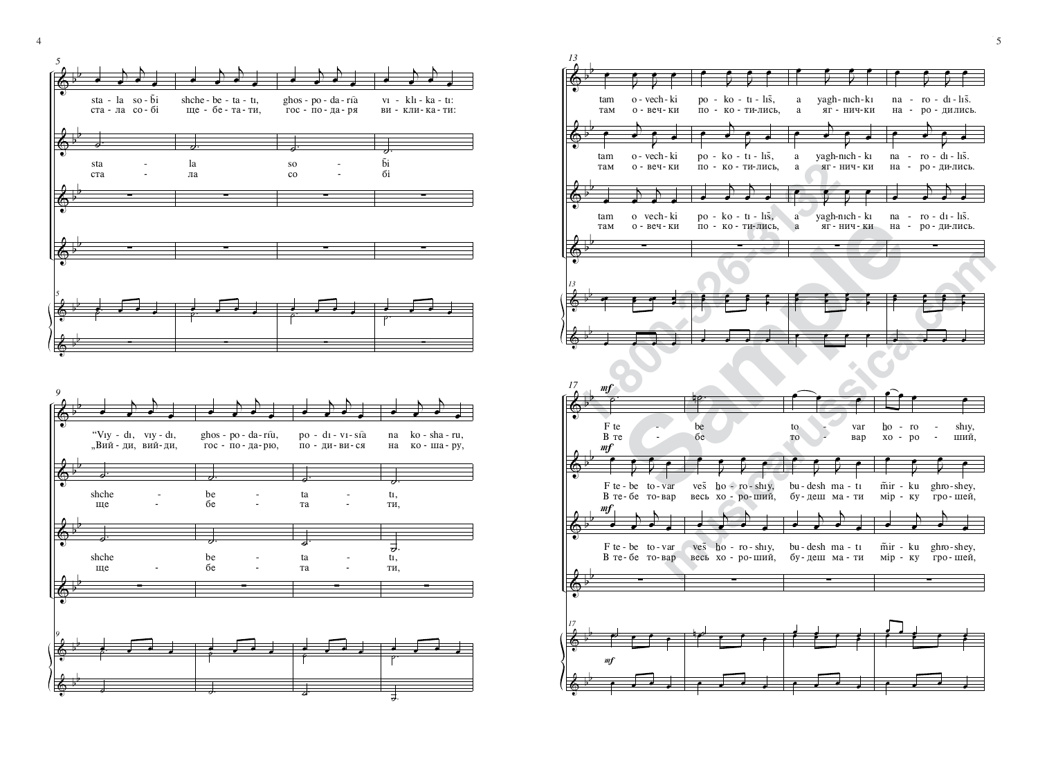5

sta - la so - b̃i shche - be - ta - tı, ghos - po - da - rîa vı - klı - ka - tı:
ста - ла со - бі ще - бе - та - ти, гос - по - да - ря ви - кли - ка - ти:

sta - la so - b̃i
ста - ла со - бі

9

“Vıy - dı, vıy - dı, ghos - po - da - rîu, po - dı - vı - sîa na ko - sha - ru,
„Вий - ди, вий - ди, гос - по - да - рю, по - ди - ви - ся на ко - ша - ру,

shche - be - ta - tı,
ще - бе - та - ти,

shche - be - ta - tı,
ще - бе - та - ти,

13

tam o - vech - ki po - ko - tı - lıs̃, a yagh - nıch - kı na - ro - dı - lıs̃.
там о - веч - ки по - ко - ти - лись, а яг - нич - ки на - ро - ди - лись.

tam o - vech - ki po - ko - tı - lıs̃, a yagh - nıch - kı na - ro - dı - lıs̃.
там о - веч - ки по - ко - ти - лись, а яг - нич - ки на - ро - ди - лись.

tam o - vech - ki po - ko - tı - lıs̃, a yagh - nıch - kı na - ro - dı - lıs̃.
там о - веч - ки по - ко - ти - лись, а яг - нич - ки на - ро - ди - лись.

17

*mf*

F te - be to - var ho - ro - shıy,
В те - бе то - вар хо - ро - ший,

*mf*

F te - be to - var veš ho - ro - shıy, bu - desh ma - tı m̃ir - ku ghro - shey,
В те - бе то - вар весь хо - ро - ший, бу - деш ма - ти мір - ку гро - шей,

*mf*

F te - be to - var veš ho - ro - shıy, bu - desh ma - tı m̃ir - ku ghro - shey,
В те - бе то - вар весь хо - ро - ший, бу - деш ма - ти мір - ку гро - шей,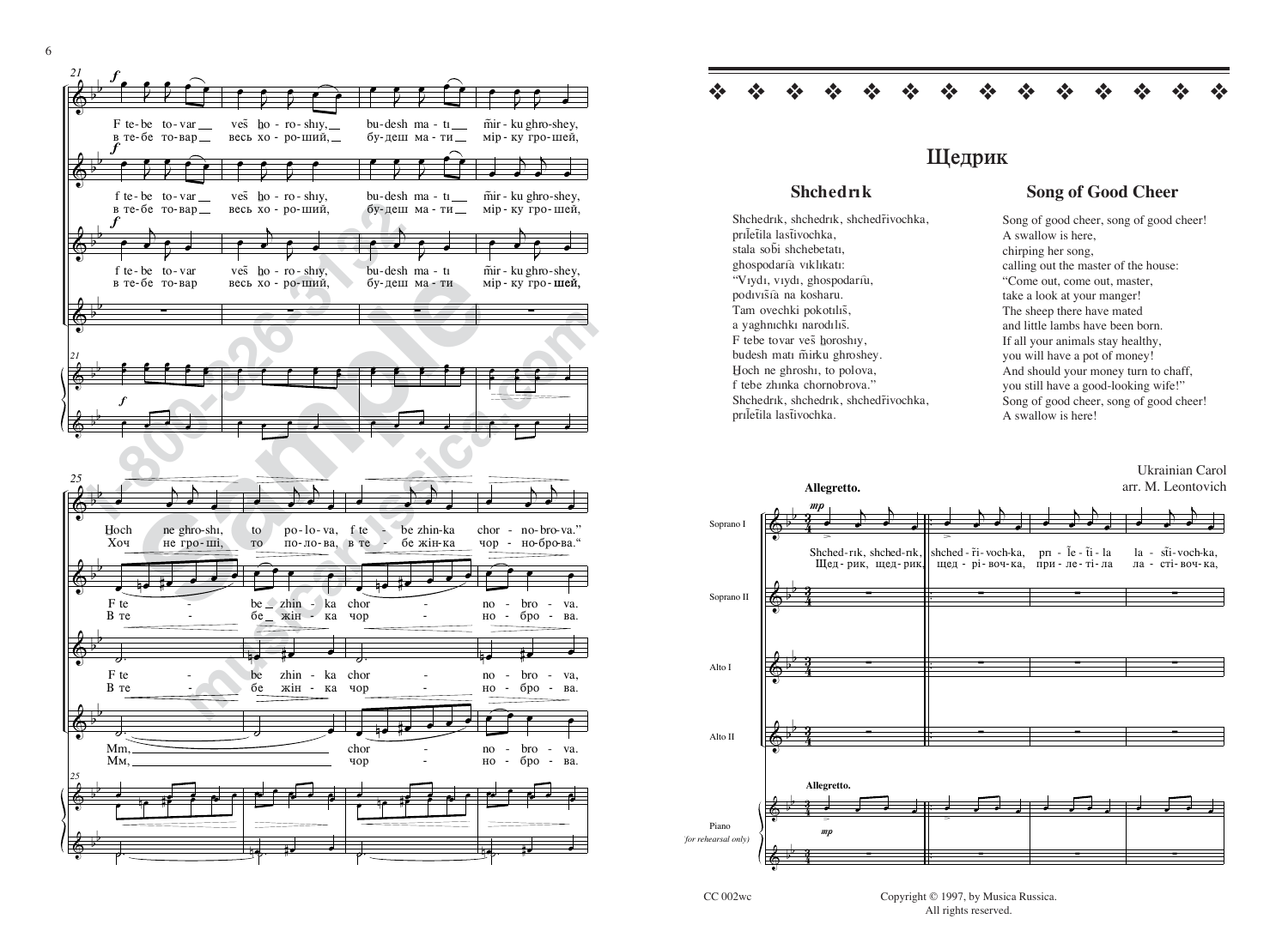# Щедрик

## Shchedrık

Shchedrık, shchedrık, shchedrivochka,
prılefila lastivochka,
stala sobi shchebetatı,
ghospodarıa vıklıkatı:
"Vıydı, vıydı, ghospodarıu,
podıvısıa na kosharu.
Tam ovechki pokotılıs,
a yaghnıchkı narodılıs.
F tebe tovar ves horoshıy,
budesh matı mirku ghroshey.
Hoch ne ghroshı, to polova,
f tebe zhınka chornobrova."
Shchedrık, shchedrık, shchedrivochka,
prılefila lastivochka.

## Song of Good Cheer

Song of good cheer, song of good cheer!
A swallow is here,
chirping her song,
calling out the master of the house:
"Come out, come out, master,
take a look at your manger!
The sheep there have mated
and little lambs have been born.
If all your animals stay healthy,
you will have a pot of money!
And should your money turn to chaff,
you still have a good-looking wife!"
Song of good cheer, song of good cheer!
A swallow is here!

Ukrainian Carol
arr. M. Leontovich

CC 002wc

Copyright © 1997, by Musica Russica.
All rights reserved.